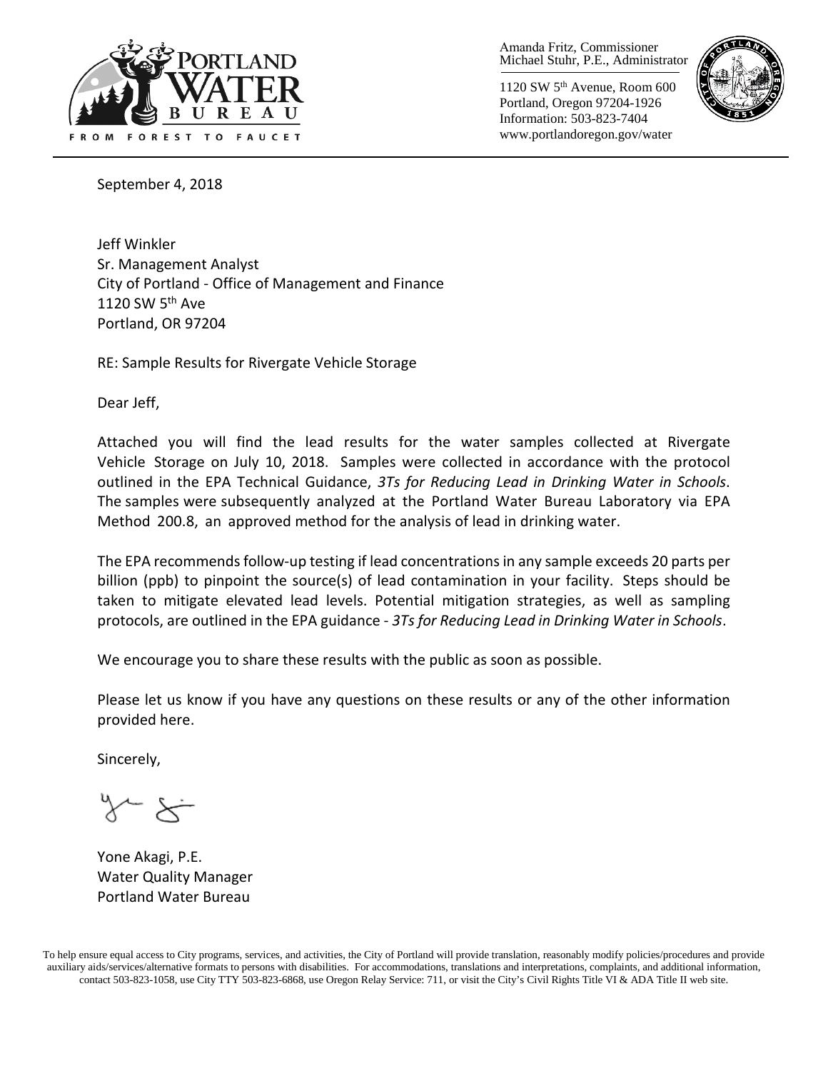PORTLAND WATER BUREAU
FROM FOREST TO FAUCET

Amanda Fritz, Commissioner
Michael Stuhr, P.E., Administrator

1120 SW 5th Avenue, Room 600
Portland, Oregon 97204-1926
Information: 503-823-7404
www.portlandoregon.gov/water

September 4, 2018

Jeff Winkler
Sr. Management Analyst
City of Portland - Office of Management and Finance
1120 SW 5th Ave
Portland, OR 97204

RE: Sample Results for Rivergate Vehicle Storage

Dear Jeff,

Attached you will find the lead results for the water samples collected at Rivergate Vehicle Storage on July 10, 2018. Samples were collected in accordance with the protocol outlined in the EPA Technical Guidance, *3Ts for Reducing Lead in Drinking Water in Schools*. The samples were subsequently analyzed at the Portland Water Bureau Laboratory via EPA Method 200.8, an approved method for the analysis of lead in drinking water.

The EPA recommends follow-up testing if lead concentrations in any sample exceeds 20 parts per billion (ppb) to pinpoint the source(s) of lead contamination in your facility. Steps should be taken to mitigate elevated lead levels. Potential mitigation strategies, as well as sampling protocols, are outlined in the EPA guidance - *3Ts for Reducing Lead in Drinking Water in Schools*.

We encourage you to share these results with the public as soon as possible.

Please let us know if you have any questions on these results or any of the other information provided here.

Sincerely,

Yone Akagi, P.E.
Water Quality Manager
Portland Water Bureau

To help ensure equal access to City programs, services, and activities, the City of Portland will provide translation, reasonably modify policies/procedures and provide auxiliary aids/services/alternative formats to persons with disabilities. For accommodations, translations and interpretations, complaints, and additional information, contact 503-823-1058, use City TTY 503-823-6868, use Oregon Relay Service: 711, or visit the City's Civil Rights Title VI & ADA Title II web site.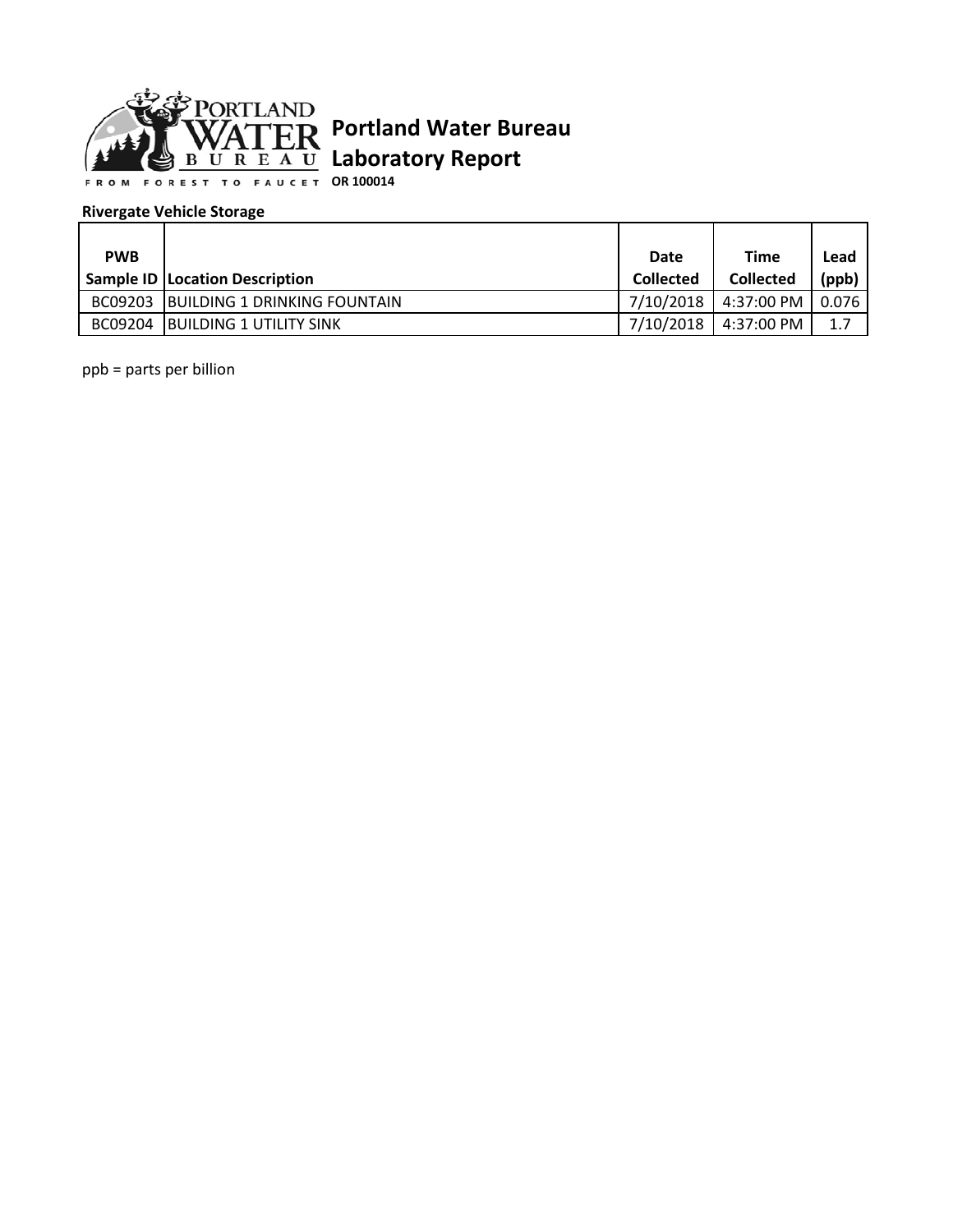PORTLAND WATER BUREAU

FROM FOREST TO FAUCET

# Portland Water Bureau
# Laboratory Report

**OR 100014**

**Rivergate Vehicle Storage**

| PWB Sample ID | Location Description | Date Collected | Time Collected | Lead (ppb) |
|---|---|---|---|---|
| BC09203 | BUILDING 1 DRINKING FOUNTAIN | 7/10/2018 | 4:37:00 PM | 0.076 |
| BC09204 | BUILDING 1 UTILITY SINK | 7/10/2018 | 4:37:00 PM | 1.7 |

ppb = parts per billion